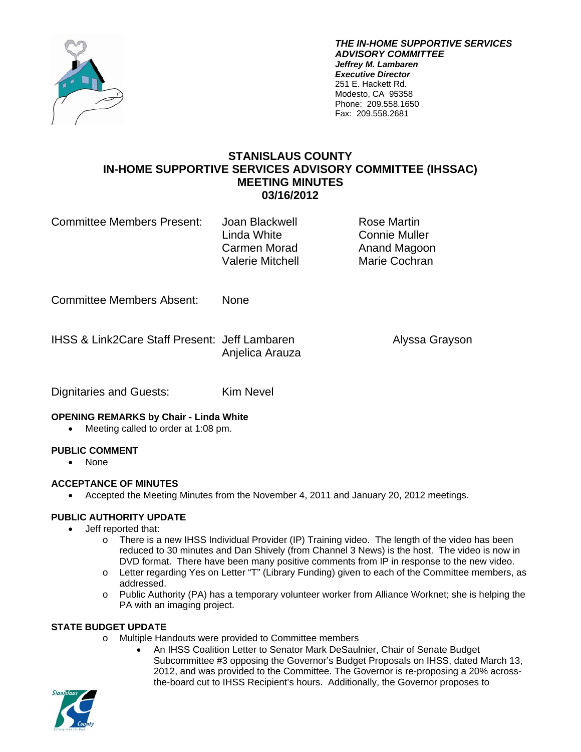***THE IN-HOME SUPPORTIVE SERVICES ADVISORY COMMITTEE***
***Jeffrey M. Lambaren***
***Executive Director***
251 E. Hackett Rd.
Modesto, CA 95358
Phone: 209.558.1650
Fax: 209.558.2681

# STANISLAUS COUNTY
# IN-HOME SUPPORTIVE SERVICES ADVISORY COMMITTEE (IHSSAC)
# MEETING MINUTES
# 03/16/2012

| Committee Members Present: | Joan Blackwell | Rose Martin |
|---|---|---|
| | Linda White | Connie Muller |
| | Carmen Morad | Anand Magoon |
| | Valerie Mitchell | Marie Cochran |

Committee Members Absent: None

IHSS & Link2Care Staff Present: Jeff Lambaren, Anjelica Arauza, Alyssa Grayson

Dignitaries and Guests: Kim Nevel

**OPENING REMARKS by Chair - Linda White**

- Meeting called to order at 1:08 pm.

**PUBLIC COMMENT**

- None

**ACCEPTANCE OF MINUTES**

- Accepted the Meeting Minutes from the November 4, 2011 and January 20, 2012 meetings.

**PUBLIC AUTHORITY UPDATE**

- Jeff reported that:
  - There is a new IHSS Individual Provider (IP) Training video. The length of the video has been reduced to 30 minutes and Dan Shively (from Channel 3 News) is the host. The video is now in DVD format. There have been many positive comments from IP in response to the new video.
  - Letter regarding Yes on Letter "T" (Library Funding) given to each of the Committee members, as addressed.
  - Public Authority (PA) has a temporary volunteer worker from Alliance Worknet; she is helping the PA with an imaging project.

**STATE BUDGET UPDATE**

- Multiple Handouts were provided to Committee members
  - An IHSS Coalition Letter to Senator Mark DeSaulnier, Chair of Senate Budget Subcommittee #3 opposing the Governor's Budget Proposals on IHSS, dated March 13, 2012, and was provided to the Committee. The Governor is re-proposing a 20% across-the-board cut to IHSS Recipient's hours. Additionally, the Governor proposes to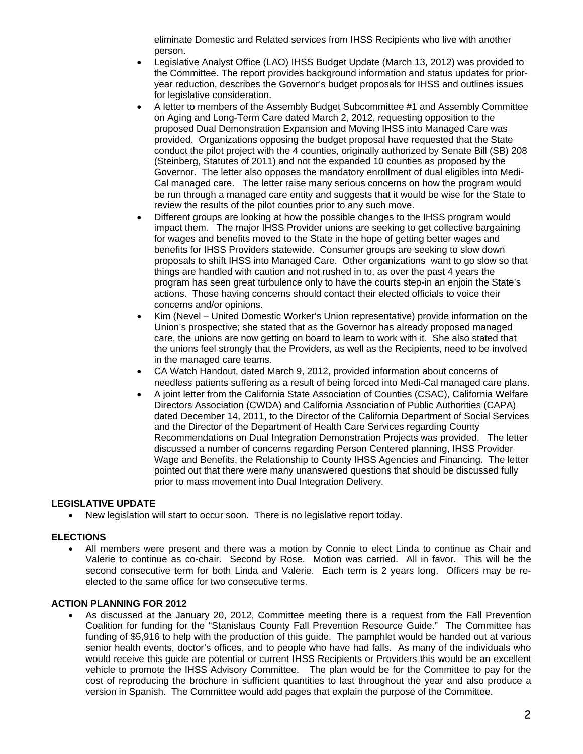eliminate Domestic and Related services from IHSS Recipients who live with another person.

- Legislative Analyst Office (LAO) IHSS Budget Update (March 13, 2012) was provided to the Committee. The report provides background information and status updates for prior-year reduction, describes the Governor's budget proposals for IHSS and outlines issues for legislative consideration.
- A letter to members of the Assembly Budget Subcommittee #1 and Assembly Committee on Aging and Long-Term Care dated March 2, 2012, requesting opposition to the proposed Dual Demonstration Expansion and Moving IHSS into Managed Care was provided. Organizations opposing the budget proposal have requested that the State conduct the pilot project with the 4 counties, originally authorized by Senate Bill (SB) 208 (Steinberg, Statutes of 2011) and not the expanded 10 counties as proposed by the Governor. The letter also opposes the mandatory enrollment of dual eligibles into Medi-Cal managed care. The letter raise many serious concerns on how the program would be run through a managed care entity and suggests that it would be wise for the State to review the results of the pilot counties prior to any such move.
- Different groups are looking at how the possible changes to the IHSS program would impact them. The major IHSS Provider unions are seeking to get collective bargaining for wages and benefits moved to the State in the hope of getting better wages and benefits for IHSS Providers statewide. Consumer groups are seeking to slow down proposals to shift IHSS into Managed Care. Other organizations want to go slow so that things are handled with caution and not rushed in to, as over the past 4 years the program has seen great turbulence only to have the courts step-in an enjoin the State's actions. Those having concerns should contact their elected officials to voice their concerns and/or opinions.
- Kim (Nevel – United Domestic Worker's Union representative) provide information on the Union's prospective; she stated that as the Governor has already proposed managed care, the unions are now getting on board to learn to work with it. She also stated that the unions feel strongly that the Providers, as well as the Recipients, need to be involved in the managed care teams.
- CA Watch Handout, dated March 9, 2012, provided information about concerns of needless patients suffering as a result of being forced into Medi-Cal managed care plans.
- A joint letter from the California State Association of Counties (CSAC), California Welfare Directors Association (CWDA) and California Association of Public Authorities (CAPA) dated December 14, 2011, to the Director of the California Department of Social Services and the Director of the Department of Health Care Services regarding County Recommendations on Dual Integration Demonstration Projects was provided. The letter discussed a number of concerns regarding Person Centered planning, IHSS Provider Wage and Benefits, the Relationship to County IHSS Agencies and Financing. The letter pointed out that there were many unanswered questions that should be discussed fully prior to mass movement into Dual Integration Delivery.

**LEGISLATIVE UPDATE**

- New legislation will start to occur soon. There is no legislative report today.

**ELECTIONS**

- All members were present and there was a motion by Connie to elect Linda to continue as Chair and Valerie to continue as co-chair. Second by Rose. Motion was carried. All in favor. This will be the second consecutive term for both Linda and Valerie. Each term is 2 years long. Officers may be re-elected to the same office for two consecutive terms.

**ACTION PLANNING FOR 2012**

- As discussed at the January 20, 2012, Committee meeting there is a request from the Fall Prevention Coalition for funding for the "Stanislaus County Fall Prevention Resource Guide." The Committee has funding of $5,916 to help with the production of this guide. The pamphlet would be handed out at various senior health events, doctor's offices, and to people who have had falls. As many of the individuals who would receive this guide are potential or current IHSS Recipients or Providers this would be an excellent vehicle to promote the IHSS Advisory Committee. The plan would be for the Committee to pay for the cost of reproducing the brochure in sufficient quantities to last throughout the year and also produce a version in Spanish. The Committee would add pages that explain the purpose of the Committee.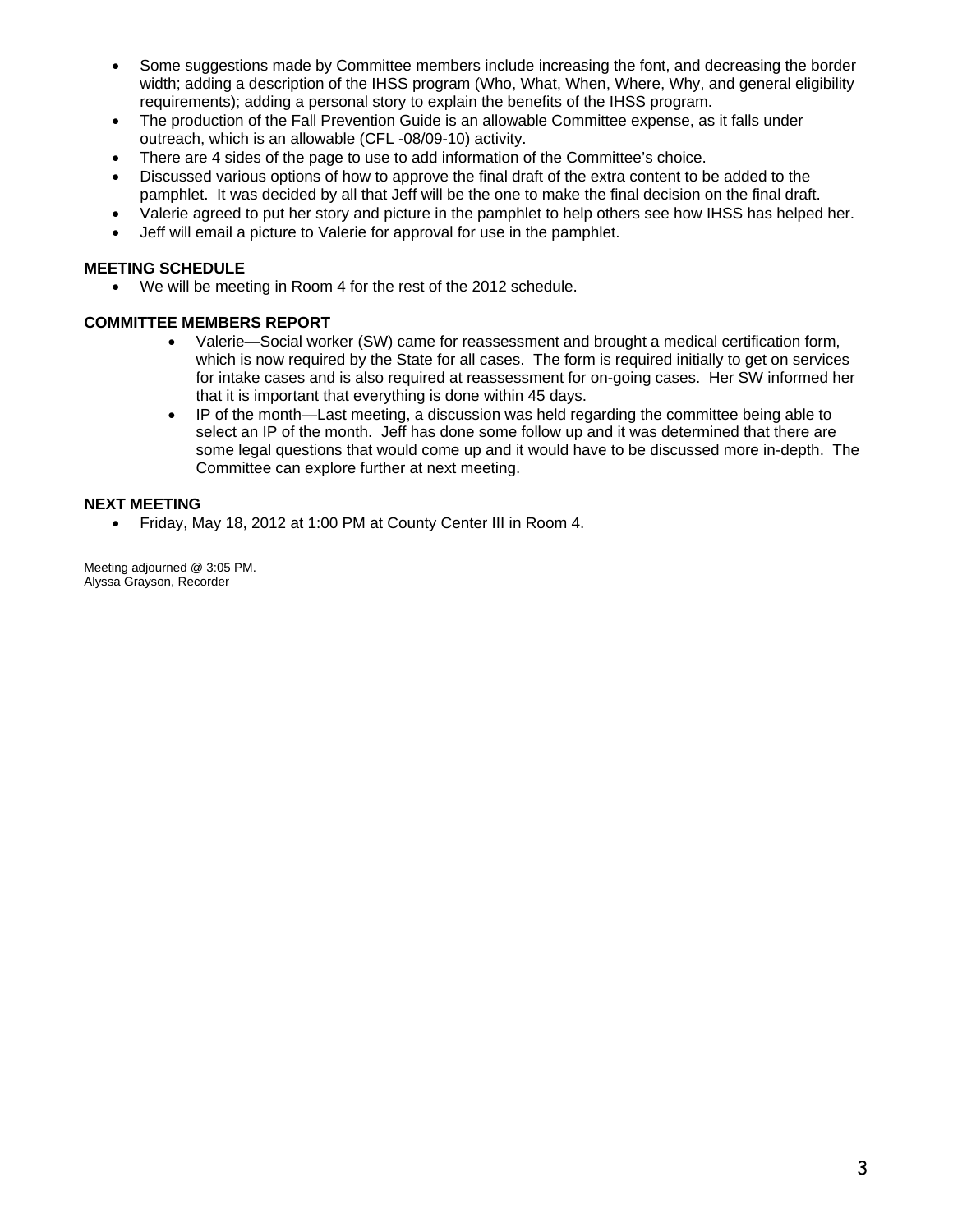- Some suggestions made by Committee members include increasing the font, and decreasing the border width; adding a description of the IHSS program (Who, What, When, Where, Why, and general eligibility requirements); adding a personal story to explain the benefits of the IHSS program.
- The production of the Fall Prevention Guide is an allowable Committee expense, as it falls under outreach, which is an allowable (CFL -08/09-10) activity.
- There are 4 sides of the page to use to add information of the Committee's choice.
- Discussed various options of how to approve the final draft of the extra content to be added to the pamphlet. It was decided by all that Jeff will be the one to make the final decision on the final draft.
- Valerie agreed to put her story and picture in the pamphlet to help others see how IHSS has helped her.
- Jeff will email a picture to Valerie for approval for use in the pamphlet.

**MEETING SCHEDULE**

- We will be meeting in Room 4 for the rest of the 2012 schedule.

**COMMITTEE MEMBERS REPORT**

- Valerie—Social worker (SW) came for reassessment and brought a medical certification form, which is now required by the State for all cases. The form is required initially to get on services for intake cases and is also required at reassessment for on-going cases. Her SW informed her that it is important that everything is done within 45 days.
- IP of the month—Last meeting, a discussion was held regarding the committee being able to select an IP of the month. Jeff has done some follow up and it was determined that there are some legal questions that would come up and it would have to be discussed more in-depth. The Committee can explore further at next meeting.

**NEXT MEETING**

- Friday, May 18, 2012 at 1:00 PM at County Center III in Room 4.

Meeting adjourned @ 3:05 PM.
Alyssa Grayson, Recorder